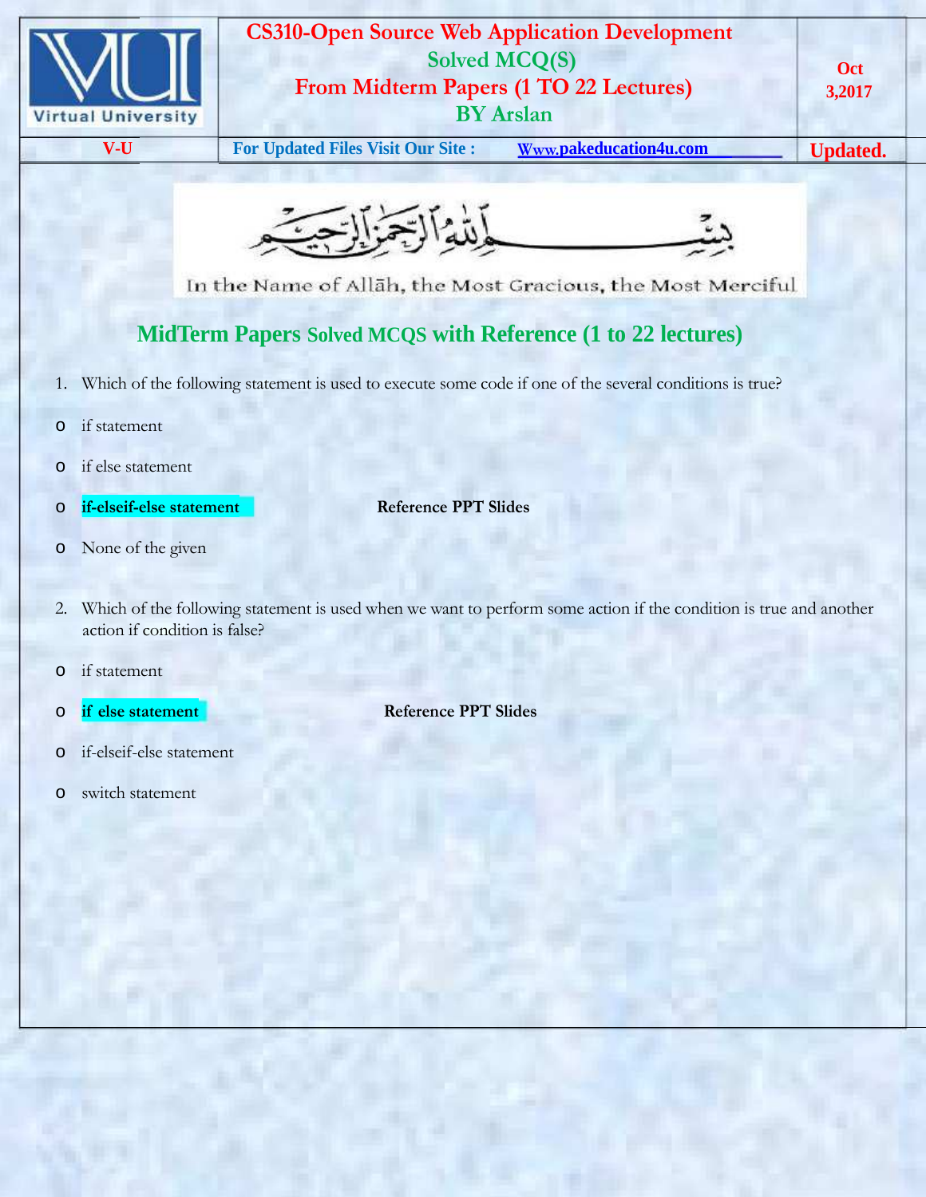# CS310-Open Source Web Application Development

## Solved MCQ(S)

## From Midterm Papers (1 TO 22 Lectures)

## BY Arslan

Oct 3,2017

V-U | For Updated Files Visit Our Site : Www.pakeducation4u.com | Updated.

بِسْمِ اللهِ الرَّحْمٰنِ الرَّحِيْمِ

In the Name of Allāh, the Most Gracious, the Most Merciful

## MidTerm Papers Solved MCQS with Reference (1 to 22 lectures)

1. Which of the following statement is used to execute some code if one of the several conditions is true?

- if statement
- if else statement
- **if-elseif-else statement** **Reference PPT Slides**
- None of the given

2. Which of the following statement is used when we want to perform some action if the condition is true and another action if condition is false?

- if statement
- **if else statement** **Reference PPT Slides**
- if-elseif-else statement
- switch statement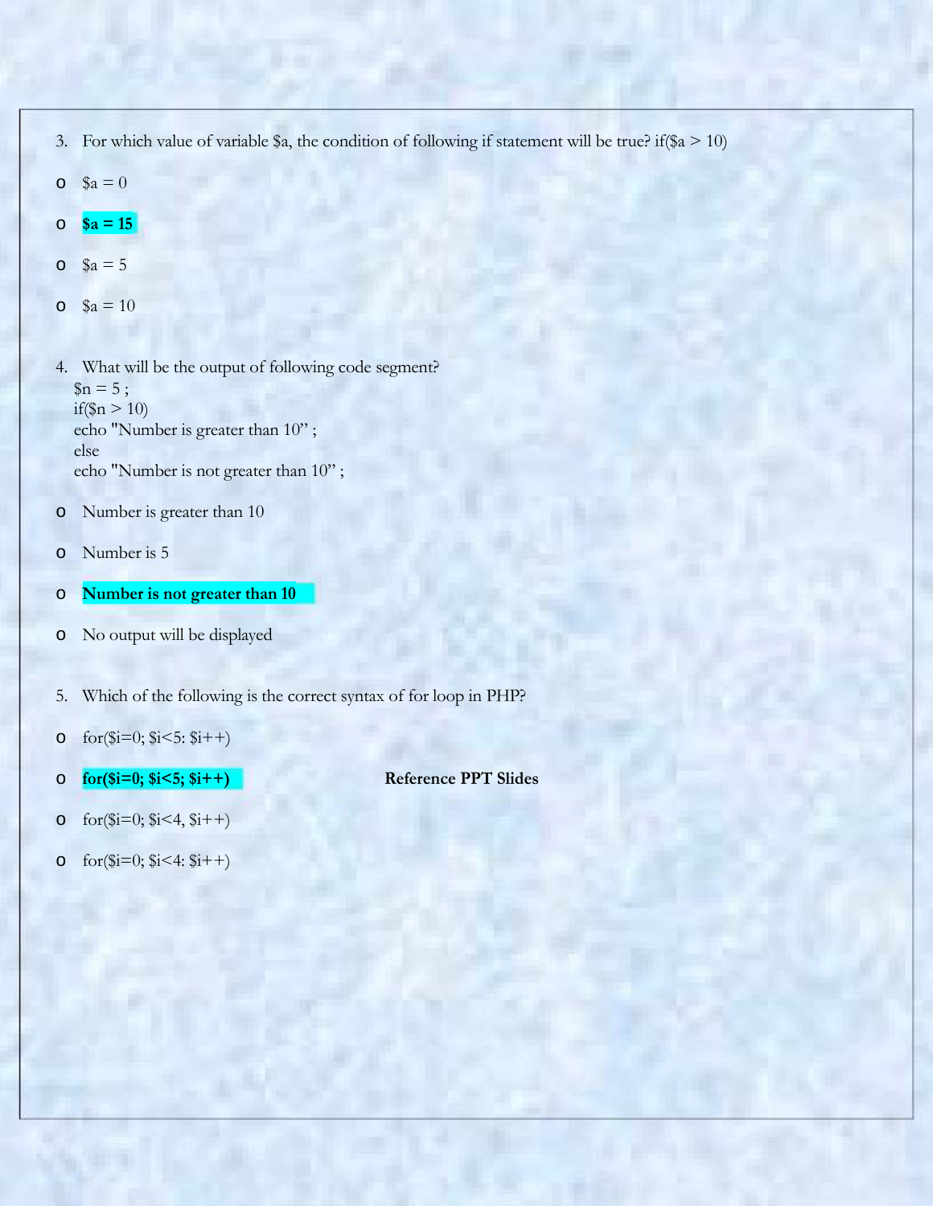3. For which value of variable $a, the condition of following if statement will be true? if($a > 10)

- $a = 0
- **$a = 15**
- $a = 5
- $a = 10

4. What will be the output of following code segment?

```
$n = 5 ;
if($n > 10)
echo "Number is greater than 10" ;
else
echo "Number is not greater than 10" ;
```

- Number is greater than 10
- Number is 5
- **Number is not greater than 10**
- No output will be displayed

5. Which of the following is the correct syntax of for loop in PHP?

- for($i=0; $i<5: $i++)
- **for($i=0; $i<5; $i++)** **Reference PPT Slides**
- for($i=0; $i<4, $i++)
- for($i=0; $i<4: $i++)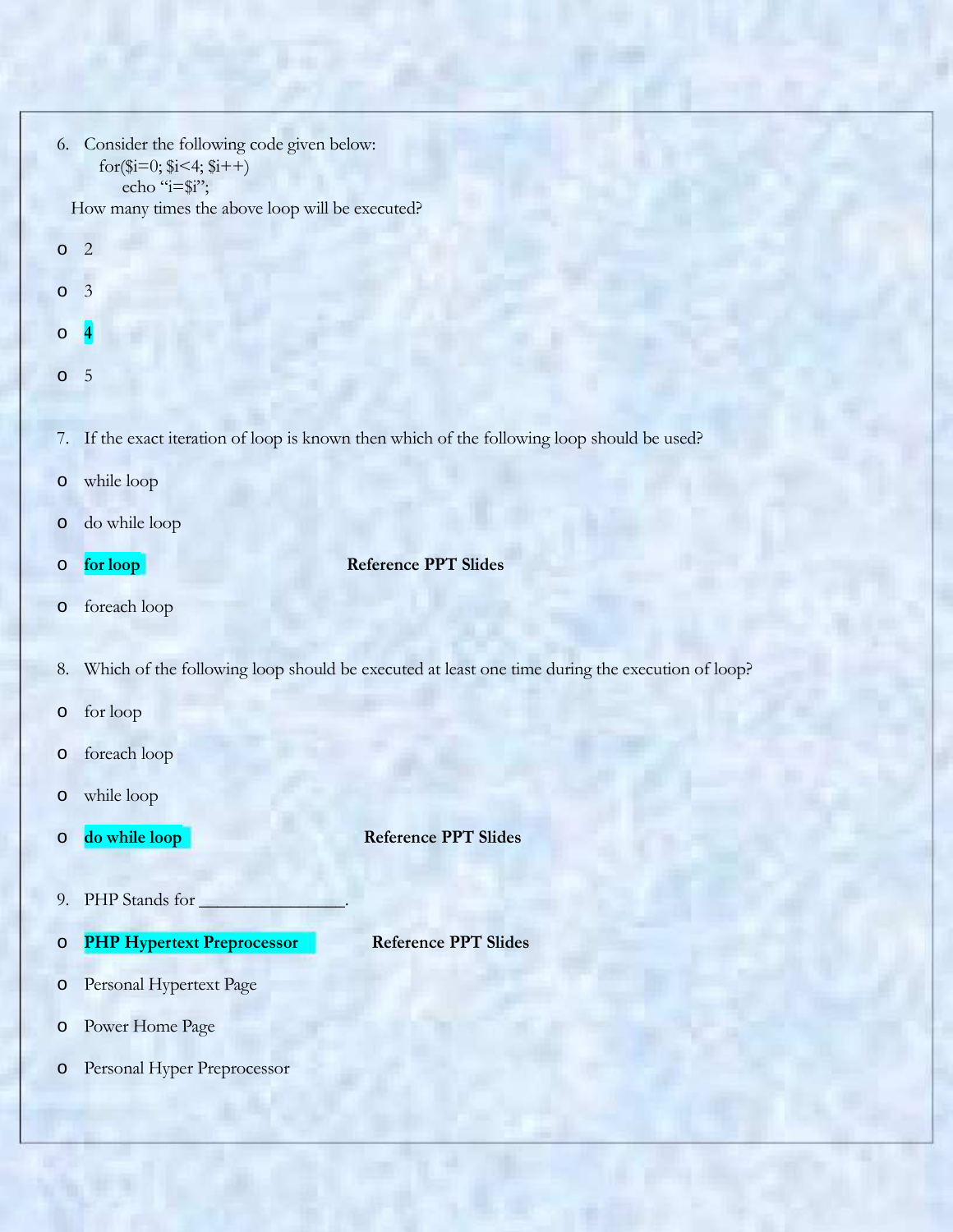6. Consider the following code given below:

```
for($i=0; $i<4; $i++)
    echo "i=$i";
```

How many times the above loop will be executed?

- 2
- 3
- **4**
- 5

7. If the exact iteration of loop is known then which of the following loop should be used?

- while loop
- do while loop
- **for loop** **Reference PPT Slides**
- foreach loop

8. Which of the following loop should be executed at least one time during the execution of loop?

- for loop
- foreach loop
- while loop
- **do while loop** **Reference PPT Slides**

9. PHP Stands for ________________.

- **PHP Hypertext Preprocessor** **Reference PPT Slides**
- Personal Hypertext Page
- Power Home Page
- Personal Hyper Preprocessor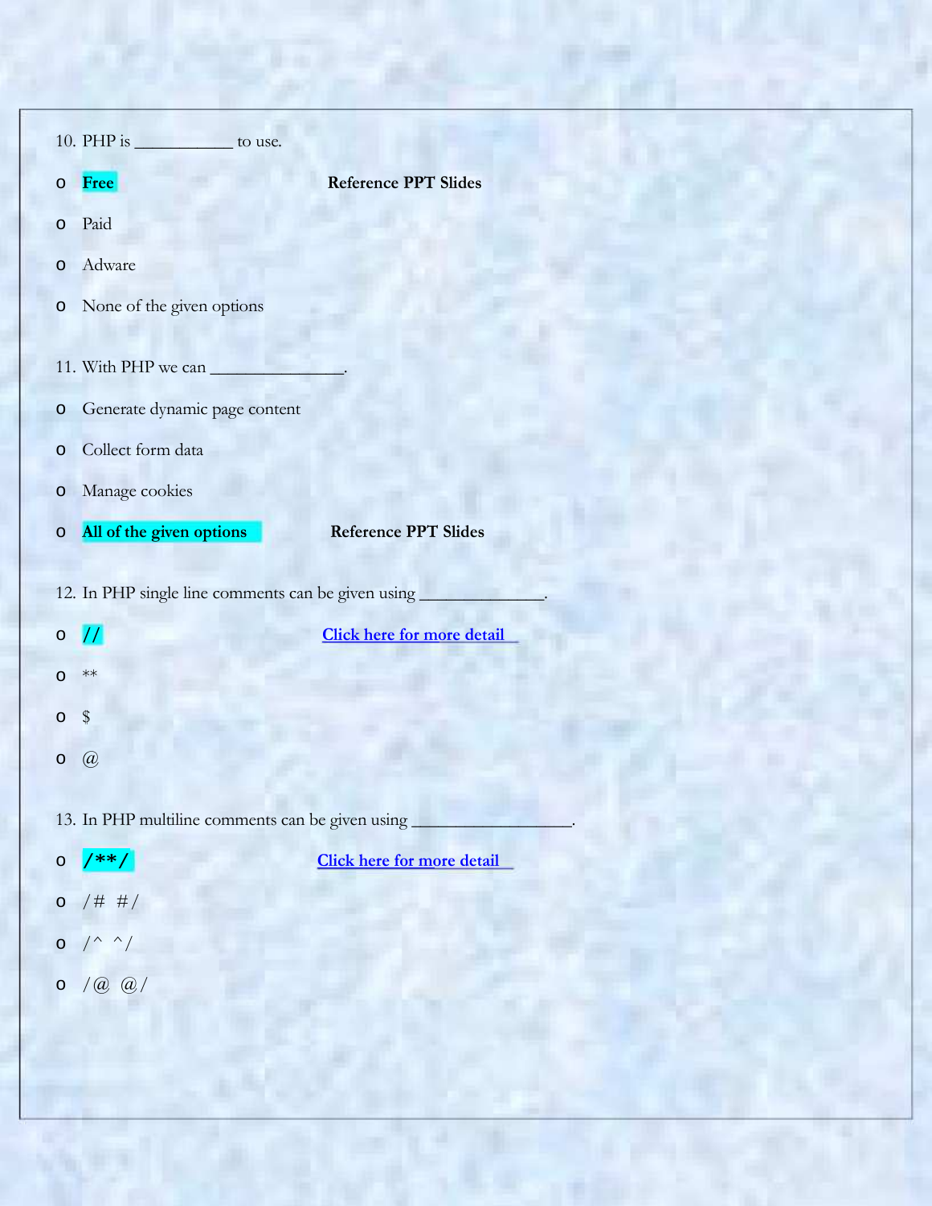10. PHP is ___________ to use.

- **Free** **Reference PPT Slides**
- Paid
- Adware
- None of the given options

11. With PHP we can _______________.

- Generate dynamic page content
- Collect form data
- Manage cookies
- **All of the given options** **Reference PPT Slides**

12. In PHP single line comments can be given using ______________.

- **//** [Click here for more detail]
- **
- $
- @

13. In PHP multiline comments can be given using __________________.

- **/**/** [Click here for more detail]
- /# #/
- /^ ^/
- /@ @/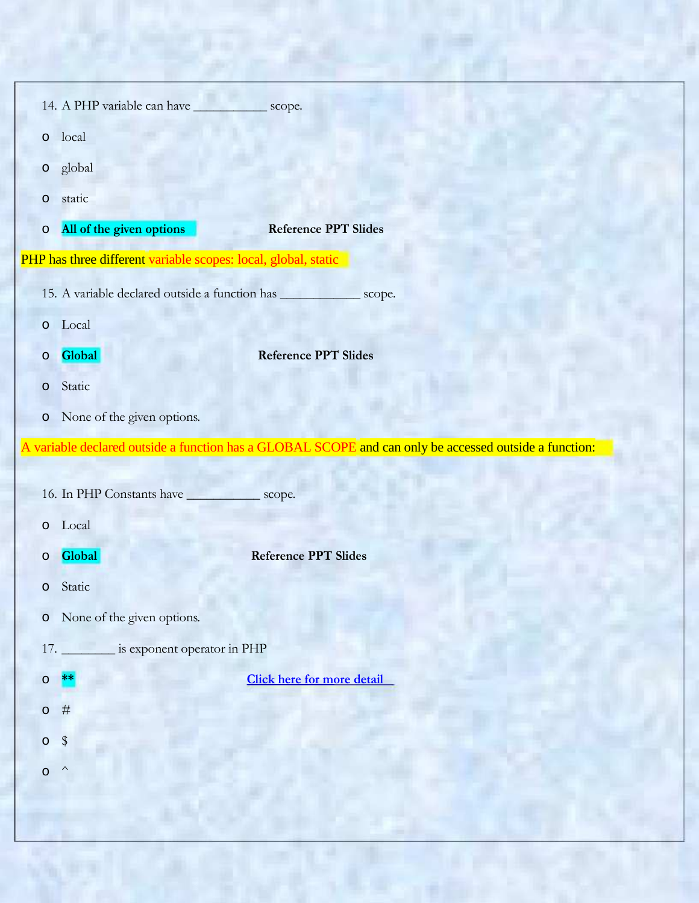14. A PHP variable can have ___________ scope.

- local
- global
- static
- **All of the given options** **Reference PPT Slides**

PHP has three different variable scopes: local, global, static

15. A variable declared outside a function has ____________ scope.

- Local
- **Global** **Reference PPT Slides**
- Static
- None of the given options.

A variable declared outside a function has a GLOBAL SCOPE and can only be accessed outside a function:

16. In PHP Constants have ___________ scope.

- Local
- **Global** **Reference PPT Slides**
- Static
- None of the given options.

17. ________ is exponent operator in PHP

- **\*\*** Click here for more detail
- #
- $
- ^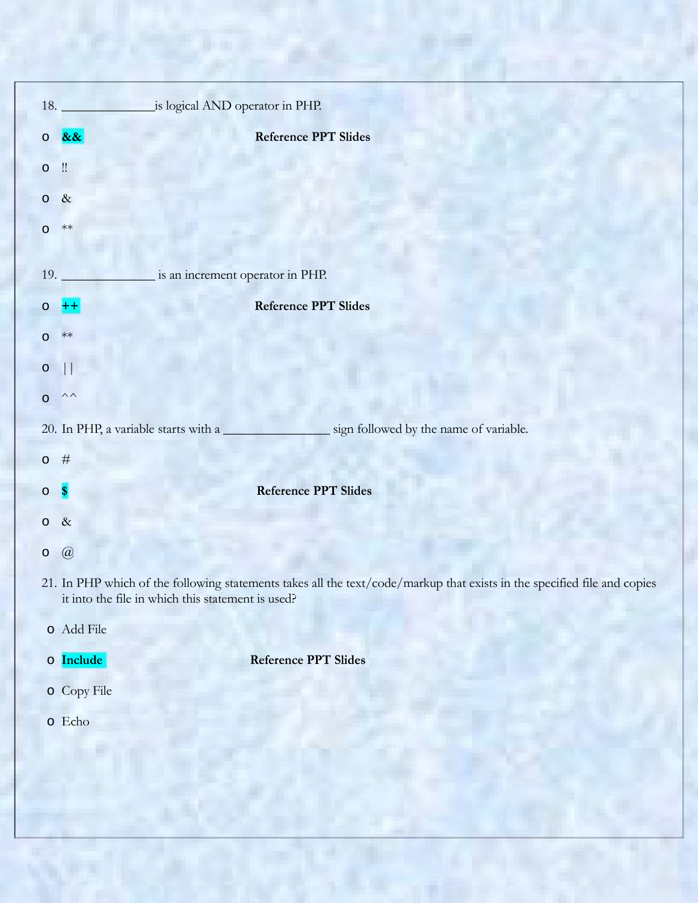18. ______________is logical AND operator in PHP.

- **&&** **Reference PPT Slides**
- !!
- &
- **

19. ______________ is an increment operator in PHP.

- **++** **Reference PPT Slides**
- **
- ||
- ^^

20. In PHP, a variable starts with a ________________ sign followed by the name of variable.

- #
- **$** **Reference PPT Slides**
- &
- @

21. In PHP which of the following statements takes all the text/code/markup that exists in the specified file and copies it into the file in which this statement is used?

- Add File
- **Include** **Reference PPT Slides**
- Copy File
- Echo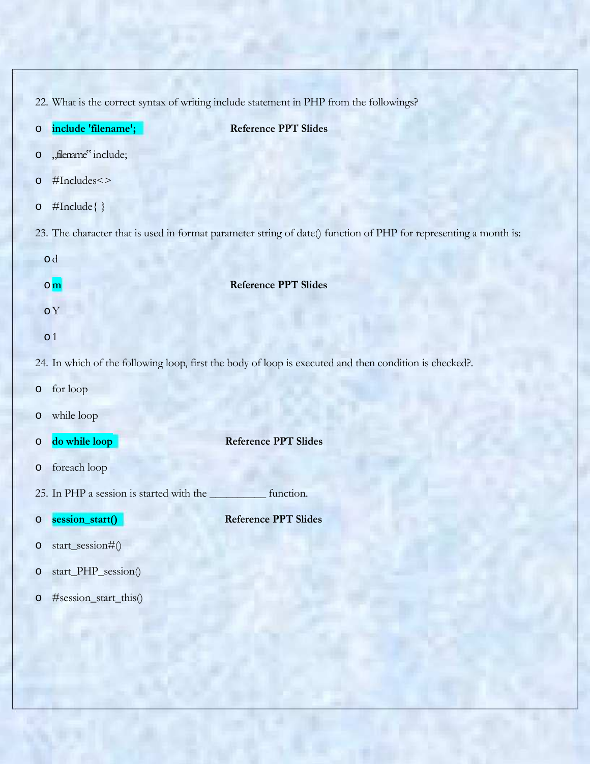22. What is the correct syntax of writing include statement in PHP from the followings?

- **include 'filename';** **Reference PPT Slides**
- „filename" include;
- #Includes<>
- #Include{ }

23. The character that is used in format parameter string of date() function of PHP for representing a month is:

- d
- **m** **Reference PPT Slides**
- Y
- 1

24. In which of the following loop, first the body of loop is executed and then condition is checked?.

- for loop
- while loop
- **do while loop** **Reference PPT Slides**
- foreach loop

25. In PHP a session is started with the __________ function.

- **session_start()** **Reference PPT Slides**
- start_session#()
- start_PHP_session()
- #session_start_this()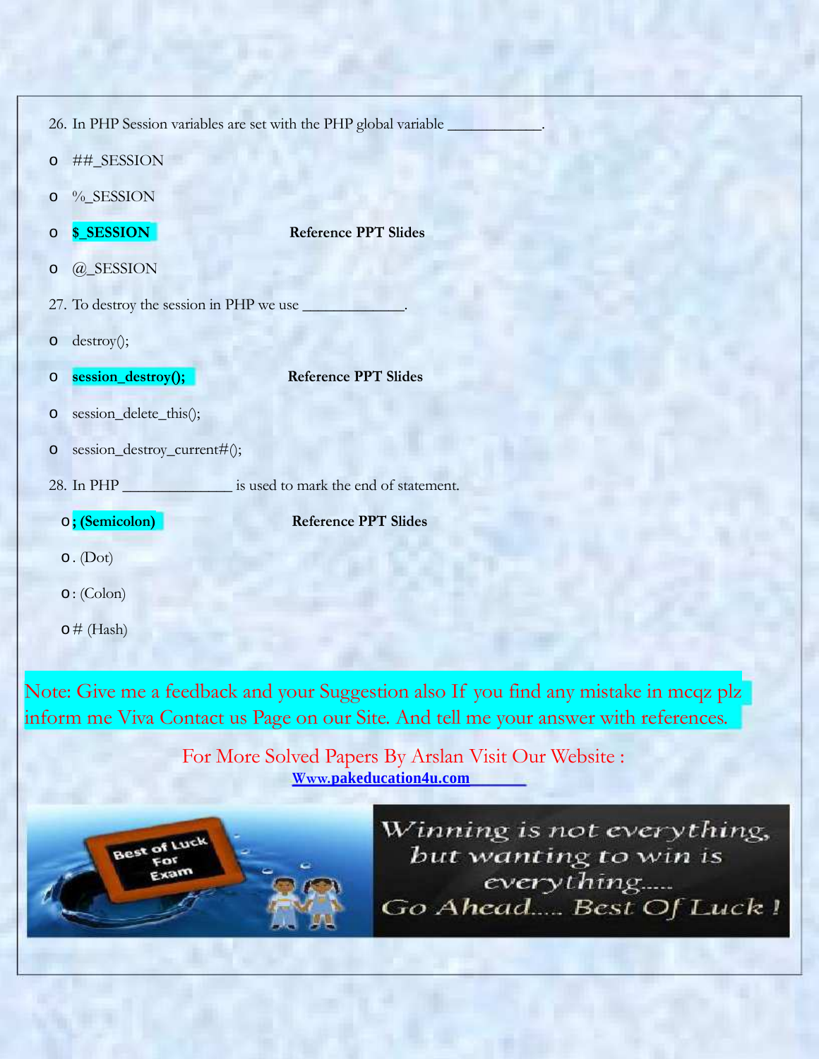26. In PHP Session variables are set with the PHP global variable ____________.

- ##_SESSION
- %_SESSION
- **$_SESSION** **Reference PPT Slides**
- @_SESSION

27. To destroy the session in PHP we use _____________.

- destroy();
- **session_destroy();** **Reference PPT Slides**
- session_delete_this();
- session_destroy_current#();

28. In PHP ______________ is used to mark the end of statement.

- **; (Semicolon)** **Reference PPT Slides**
- . (Dot)
- : (Colon)
- # (Hash)

Note: Give me a feedback and your Suggestion also If you find any mistake in mcqz plz inform me Viva Contact us Page on our Site. And tell me your answer with references.

For More Solved Papers By Arslan Visit Our Website :
Www.pakeducation4u.com

Best of Luck For Exam

Winning is not everything, but wanting to win is everything..... Go Ahead..... Best Of Luck !